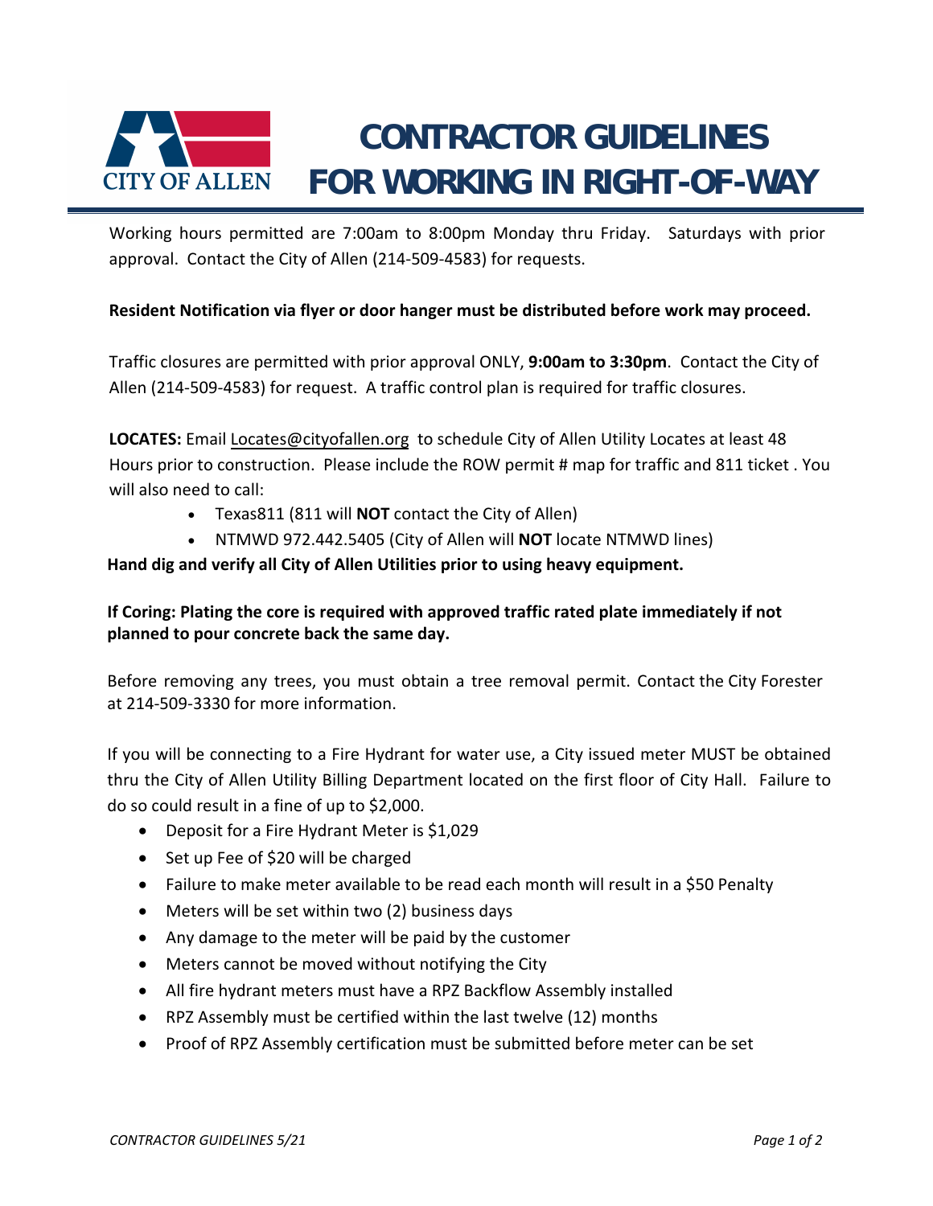# CONTRACTOR GUIDELINES FOR WORKING IN RIGHT-OF-WAY

Working hours permitted are 7:00am to 8:00pm Monday thru Friday. Saturdays with prior approval. Contact the City of Allen (214-509-4583) for requests.

**Resident Notification via flyer or door hanger must be distributed before work may proceed.**

Traffic closures are permitted with prior approval ONLY, **9:00am to 3:30pm**. Contact the City of Allen (214-509-4583) for request. A traffic control plan is required for traffic closures.

**LOCATES:** Email Locates@cityofallen.org to schedule City of Allen Utility Locates at least 48 Hours prior to construction. Please include the ROW permit # map for traffic and 811 ticket . You will also need to call:

- Texas811 (811 will **NOT** contact the City of Allen)
- NTMWD 972.442.5405 (City of Allen will **NOT** locate NTMWD lines)

**Hand dig and verify all City of Allen Utilities prior to using heavy equipment.**

**If Coring: Plating the core is required with approved traffic rated plate immediately if not planned to pour concrete back the same day.**

Before removing any trees, you must obtain a tree removal permit. Contact the City Forester at 214-509-3330 for more information.

If you will be connecting to a Fire Hydrant for water use, a City issued meter MUST be obtained thru the City of Allen Utility Billing Department located on the first floor of City Hall. Failure to do so could result in a fine of up to $2,000.

- Deposit for a Fire Hydrant Meter is $1,029
- Set up Fee of $20 will be charged
- Failure to make meter available to be read each month will result in a $50 Penalty
- Meters will be set within two (2) business days
- Any damage to the meter will be paid by the customer
- Meters cannot be moved without notifying the City
- All fire hydrant meters must have a RPZ Backflow Assembly installed
- RPZ Assembly must be certified within the last twelve (12) months
- Proof of RPZ Assembly certification must be submitted before meter can be set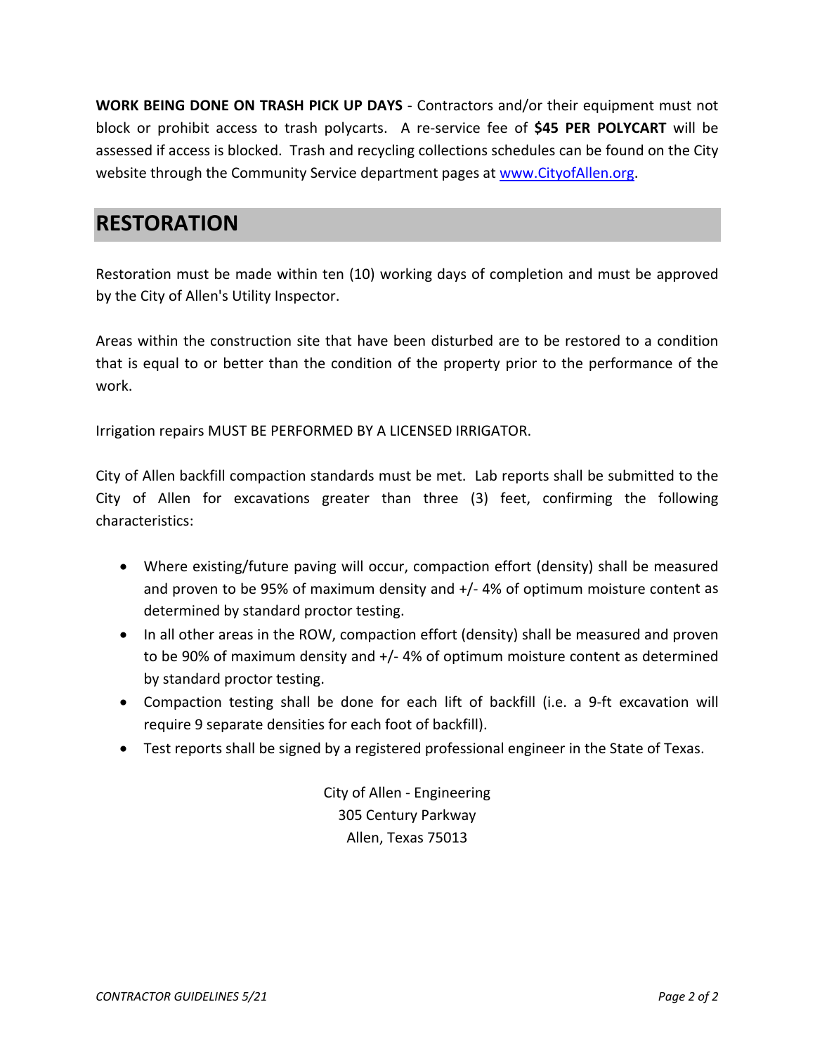**WORK BEING DONE ON TRASH PICK UP DAYS** - Contractors and/or their equipment must not block or prohibit access to trash polycarts. A re-service fee of **$45 PER POLYCART** will be assessed if access is blocked. Trash and recycling collections schedules can be found on the City website through the Community Service department pages at [www.CityofAllen.org](www.CityofAllen.org).

## RESTORATION

Restoration must be made within ten (10) working days of completion and must be approved by the City of Allen's Utility Inspector.

Areas within the construction site that have been disturbed are to be restored to a condition that is equal to or better than the condition of the property prior to the performance of the work.

Irrigation repairs MUST BE PERFORMED BY A LICENSED IRRIGATOR.

City of Allen backfill compaction standards must be met. Lab reports shall be submitted to the City of Allen for excavations greater than three (3) feet, confirming the following characteristics:

- Where existing/future paving will occur, compaction effort (density) shall be measured and proven to be 95% of maximum density and +/- 4% of optimum moisture content as determined by standard proctor testing.
- In all other areas in the ROW, compaction effort (density) shall be measured and proven to be 90% of maximum density and +/- 4% of optimum moisture content as determined by standard proctor testing.
- Compaction testing shall be done for each lift of backfill (i.e. a 9-ft excavation will require 9 separate densities for each foot of backfill).
- Test reports shall be signed by a registered professional engineer in the State of Texas.

City of Allen - Engineering
305 Century Parkway
Allen, Texas 75013